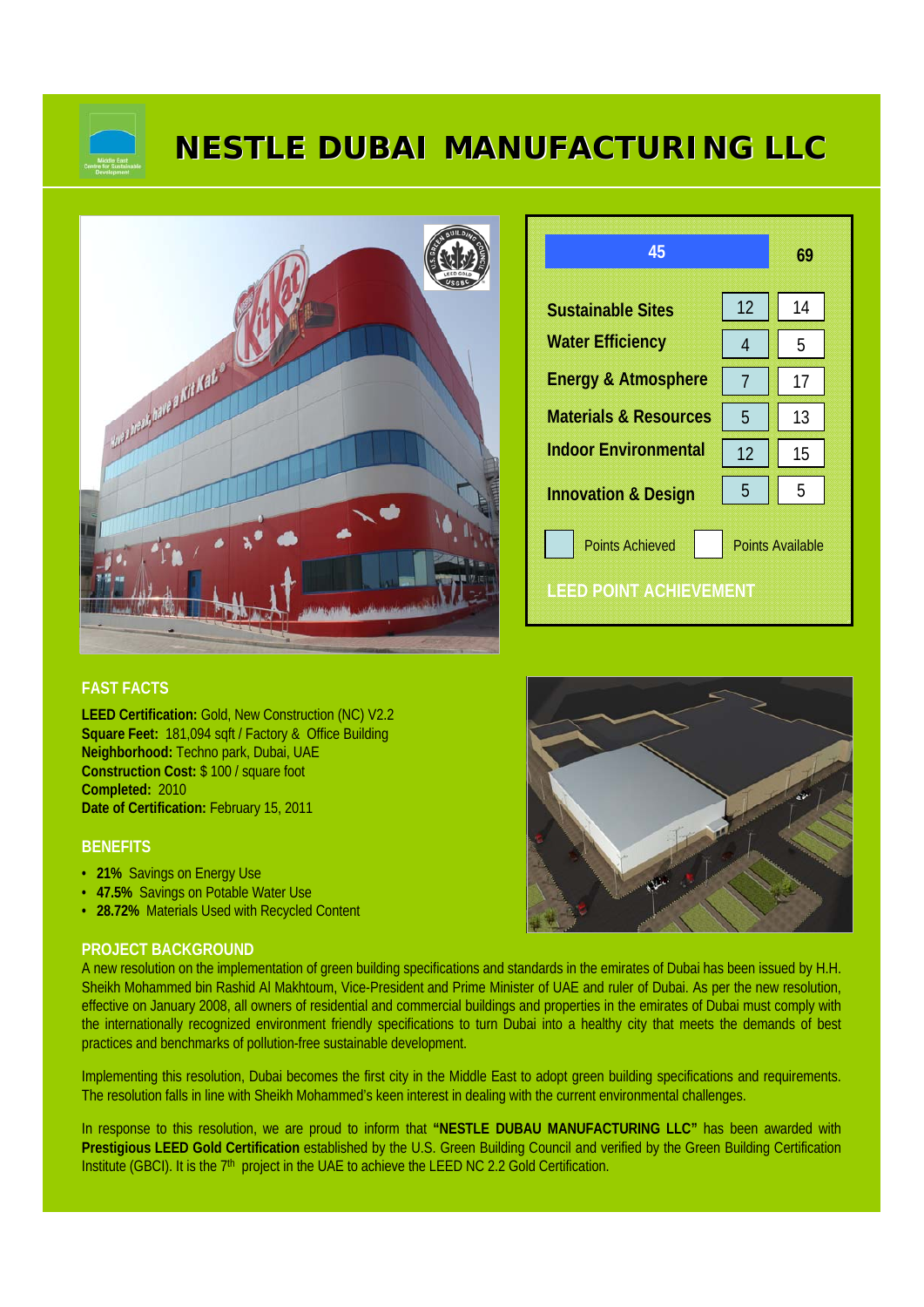# NESTLE DUBAI MANUFACTURING LLC

| LEED POINT ACHIEVEMENT | Points Achieved | Points Available |
|---|---|---|
| Total | 45 | 69 |
| Sustainable Sites | 12 | 14 |
| Water Efficiency | 4 | 5 |
| Energy & Atmosphere | 7 | 17 |
| Materials & Resources | 5 | 13 |
| Indoor Environmental | 12 | 15 |
| Innovation & Design | 5 | 5 |

## FAST FACTS

**LEED Certification:** Gold, New Construction (NC) V2.2
**Square Feet:** 181,094 sqft / Factory & Office Building
**Neighborhood:** Techno park, Dubai, UAE
**Construction Cost:** $ 100 / square foot
**Completed:** 2010
**Date of Certification:** February 15, 2011

## BENEFITS

- **21%** Savings on Energy Use
- **47.5%** Savings on Potable Water Use
- **28.72%** Materials Used with Recycled Content

## PROJECT BACKGROUND

A new resolution on the implementation of green building specifications and standards in the emirates of Dubai has been issued by H.H. Sheikh Mohammed bin Rashid Al Makhtoum, Vice-President and Prime Minister of UAE and ruler of Dubai. As per the new resolution, effective on January 2008, all owners of residential and commercial buildings and properties in the emirates of Dubai must comply with the internationally recognized environment friendly specifications to turn Dubai into a healthy city that meets the demands of best practices and benchmarks of pollution-free sustainable development.

Implementing this resolution, Dubai becomes the first city in the Middle East to adopt green building specifications and requirements. The resolution falls in line with Sheikh Mohammed's keen interest in dealing with the current environmental challenges.

In response to this resolution, we are proud to inform that **"NESTLE DUBAU MANUFACTURING LLC"** has been awarded with **Prestigious LEED Gold Certification** established by the U.S. Green Building Council and verified by the Green Building Certification Institute (GBCI). It is the 7th project in the UAE to achieve the LEED NC 2.2 Gold Certification.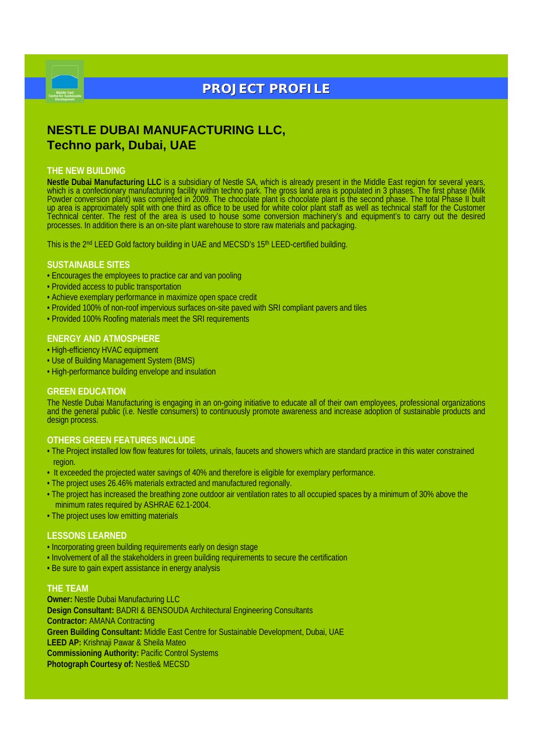# PROJECT PROFILE

## NESTLE DUBAI MANUFACTURING LLC, Techno park, Dubai, UAE

### THE NEW BUILDING

**Nestle Dubai Manufacturing LLC** is a subsidiary of Nestle SA, which is already present in the Middle East region for several years, which is a confectionary manufacturing facility within techno park. The gross land area is populated in 3 phases. The first phase (Milk Powder conversion plant) was completed in 2009. The chocolate plant is chocolate plant is the second phase. The total Phase II built up area is approximately split with one third as office to be used for white color plant staff as well as technical staff for the Customer Technical center. The rest of the area is used to house some conversion machinery's and equipment's to carry out the desired processes. In addition there is an on-site plant warehouse to store raw materials and packaging.

This is the 2nd LEED Gold factory building in UAE and MECSD's 15th LEED-certified building.

### SUSTAINABLE SITES

- Encourages the employees to practice car and van pooling
- Provided access to public transportation
- Achieve exemplary performance in maximize open space credit
- Provided 100% of non-roof impervious surfaces on-site paved with SRI compliant pavers and tiles
- Provided 100% Roofing materials meet the SRI requirements

### ENERGY AND ATMOSPHERE

- High-efficiency HVAC equipment
- Use of Building Management System (BMS)
- High-performance building envelope and insulation

### GREEN EDUCATION

The Nestle Dubai Manufacturing is engaging in an on-going initiative to educate all of their own employees, professional organizations and the general public (i.e. Nestle consumers) to continuously promote awareness and increase adoption of sustainable products and design process.

### OTHERS GREEN FEATURES INCLUDE

- The Project installed low flow features for toilets, urinals, faucets and showers which are standard practice in this water constrained region.
- It exceeded the projected water savings of 40% and therefore is eligible for exemplary performance.
- The project uses 26.46% materials extracted and manufactured regionally.
- The project has increased the breathing zone outdoor air ventilation rates to all occupied spaces by a minimum of 30% above the minimum rates required by ASHRAE 62.1-2004.
- The project uses low emitting materials

### LESSONS LEARNED

- Incorporating green building requirements early on design stage
- Involvement of all the stakeholders in green building requirements to secure the certification
- Be sure to gain expert assistance in energy analysis

### THE TEAM

**Owner:** Nestle Dubai Manufacturing LLC
**Design Consultant:** BADRI & BENSOUDA Architectural Engineering Consultants
**Contractor:** AMANA Contracting
**Green Building Consultant:** Middle East Centre for Sustainable Development, Dubai, UAE
**LEED AP:** Krishnaji Pawar & Sheila Mateo
**Commissioning Authority:** Pacific Control Systems
**Photograph Courtesy of:** Nestle& MECSD